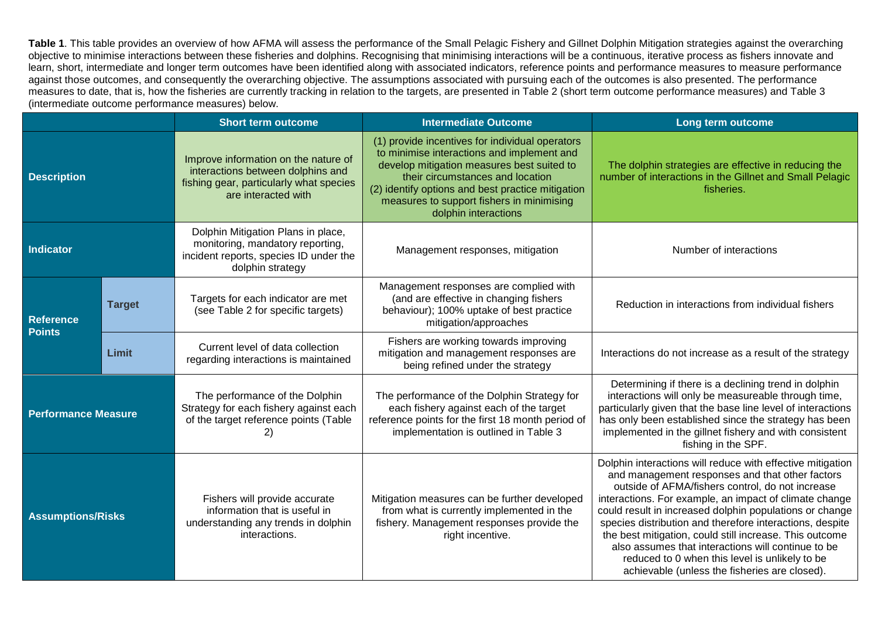**Table 1**. This table provides an overview of how AFMA will assess the performance of the Small Pelagic Fishery and Gillnet Dolphin Mitigation strategies against the overarching objective to minimise interactions between these fisheries and dolphins. Recognising that minimising interactions will be a continuous, iterative process as fishers innovate and learn, short, intermediate and longer term outcomes have been identified along with associated indicators, reference points and performance measures to measure performance against those outcomes, and consequently the overarching objective. The assumptions associated with pursuing each of the outcomes is also presented. The performance measures to date, that is, how the fisheries are currently tracking in relation to the targets, are presented in Table 2 (short term outcome performance measures) and Table 3 (intermediate outcome performance measures) below.

| | | Short term outcome | Intermediate Outcome | Long term outcome |
|---|---|---|---|---|
| **Description** | | Improve information on the nature of interactions between dolphins and fishing gear, particularly what species are interacted with | (1) provide incentives for individual operators to minimise interactions and implement and develop mitigation measures best suited to their circumstances and location (2) identify options and best practice mitigation measures to support fishers in minimising dolphin interactions | The dolphin strategies are effective in reducing the number of interactions in the Gillnet and Small Pelagic fisheries. |
| **Indicator** | | Dolphin Mitigation Plans in place, monitoring, mandatory reporting, incident reports, species ID under the dolphin strategy | Management responses, mitigation | Number of interactions |
| **Reference Points** | **Target** | Targets for each indicator are met (see Table 2 for specific targets) | Management responses are complied with (and are effective in changing fishers behaviour); 100% uptake of best practice mitigation/approaches | Reduction in interactions from individual fishers |
| | **Limit** | Current level of data collection regarding interactions is maintained | Fishers are working towards improving mitigation and management responses are being refined under the strategy | Interactions do not increase as a result of the strategy |
| **Performance Measure** | | The performance of the Dolphin Strategy for each fishery against each of the target reference points (Table 2) | The performance of the Dolphin Strategy for each fishery against each of the target reference points for the first 18 month period of implementation is outlined in Table 3 | Determining if there is a declining trend in dolphin interactions will only be measureable through time, particularly given that the base line level of interactions has only been established since the strategy has been implemented in the gillnet fishery and with consistent fishing in the SPF. |
| **Assumptions/Risks** | | Fishers will provide accurate information that is useful in understanding any trends in dolphin interactions. | Mitigation measures can be further developed from what is currently implemented in the fishery. Management responses provide the right incentive. | Dolphin interactions will reduce with effective mitigation and management responses and that other factors outside of AFMA/fishers control, do not increase interactions. For example, an impact of climate change could result in increased dolphin populations or change species distribution and therefore interactions, despite the best mitigation, could still increase. This outcome also assumes that interactions will continue to be reduced to 0 when this level is unlikely to be achievable (unless the fisheries are closed). |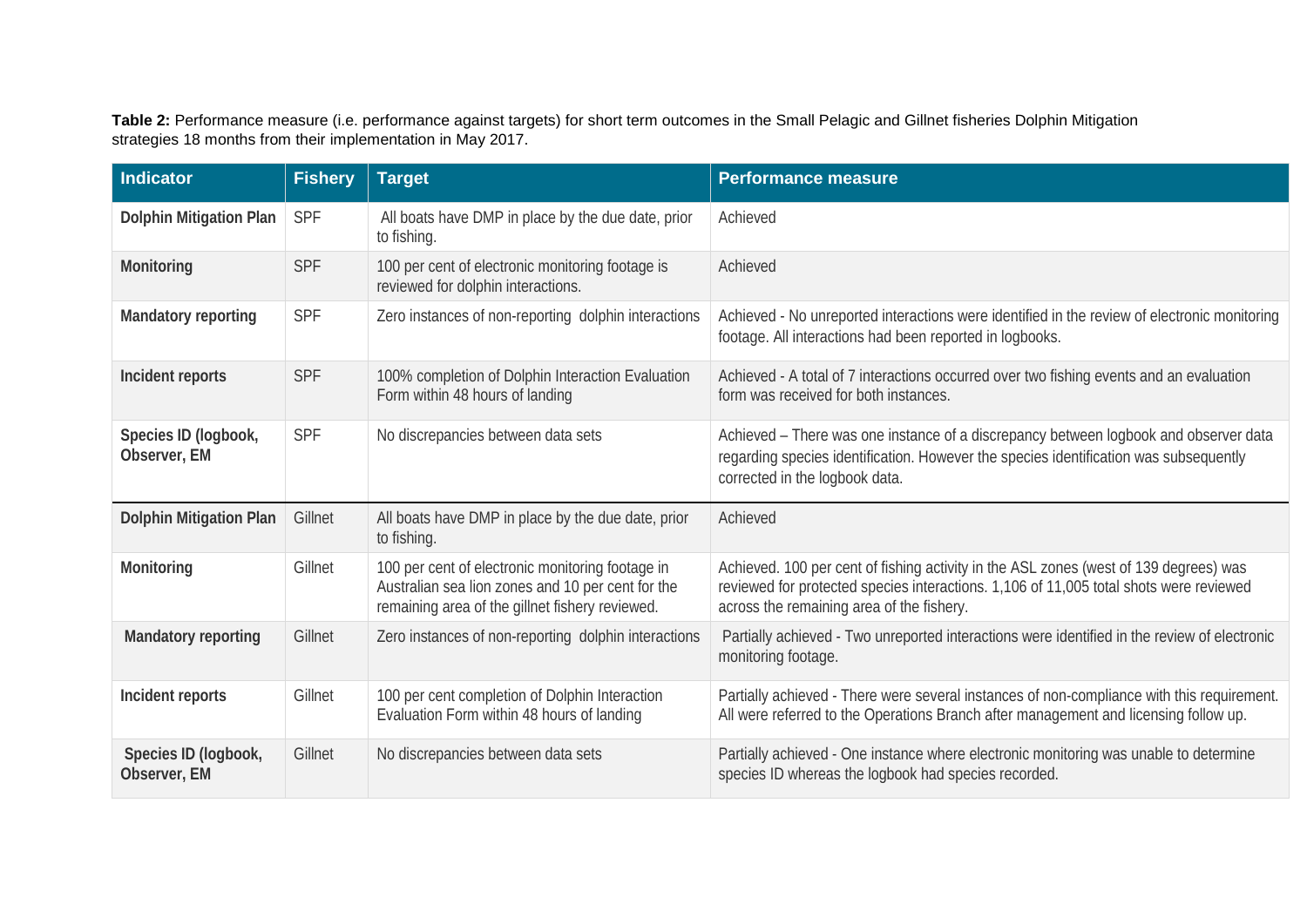**Table 2:** Performance measure (i.e. performance against targets) for short term outcomes in the Small Pelagic and Gillnet fisheries Dolphin Mitigation strategies 18 months from their implementation in May 2017.

| Indicator | Fishery | Target | Performance measure |
|---|---|---|---|
| **Dolphin Mitigation Plan** | SPF | All boats have DMP in place by the due date, prior to fishing. | Achieved |
| **Monitoring** | SPF | 100 per cent of electronic monitoring footage is reviewed for dolphin interactions. | Achieved |
| **Mandatory reporting** | SPF | Zero instances of non-reporting dolphin interactions | Achieved - No unreported interactions were identified in the review of electronic monitoring footage. All interactions had been reported in logbooks. |
| **Incident reports** | SPF | 100% completion of Dolphin Interaction Evaluation Form within 48 hours of landing | Achieved - A total of 7 interactions occurred over two fishing events and an evaluation form was received for both instances. |
| **Species ID (logbook, Observer, EM** | SPF | No discrepancies between data sets | Achieved – There was one instance of a discrepancy between logbook and observer data regarding species identification. However the species identification was subsequently corrected in the logbook data. |
| **Dolphin Mitigation Plan** | Gillnet | All boats have DMP in place by the due date, prior to fishing. | Achieved |
| **Monitoring** | Gillnet | 100 per cent of electronic monitoring footage in Australian sea lion zones and 10 per cent for the remaining area of the gillnet fishery reviewed. | Achieved. 100 per cent of fishing activity in the ASL zones (west of 139 degrees) was reviewed for protected species interactions. 1,106 of 11,005 total shots were reviewed across the remaining area of the fishery. |
| **Mandatory reporting** | Gillnet | Zero instances of non-reporting dolphin interactions | Partially achieved - Two unreported interactions were identified in the review of electronic monitoring footage. |
| **Incident reports** | Gillnet | 100 per cent completion of Dolphin Interaction Evaluation Form within 48 hours of landing | Partially achieved - There were several instances of non-compliance with this requirement. All were referred to the Operations Branch after management and licensing follow up. |
| **Species ID (logbook, Observer, EM** | Gillnet | No discrepancies between data sets | Partially achieved - One instance where electronic monitoring was unable to determine species ID whereas the logbook had species recorded. |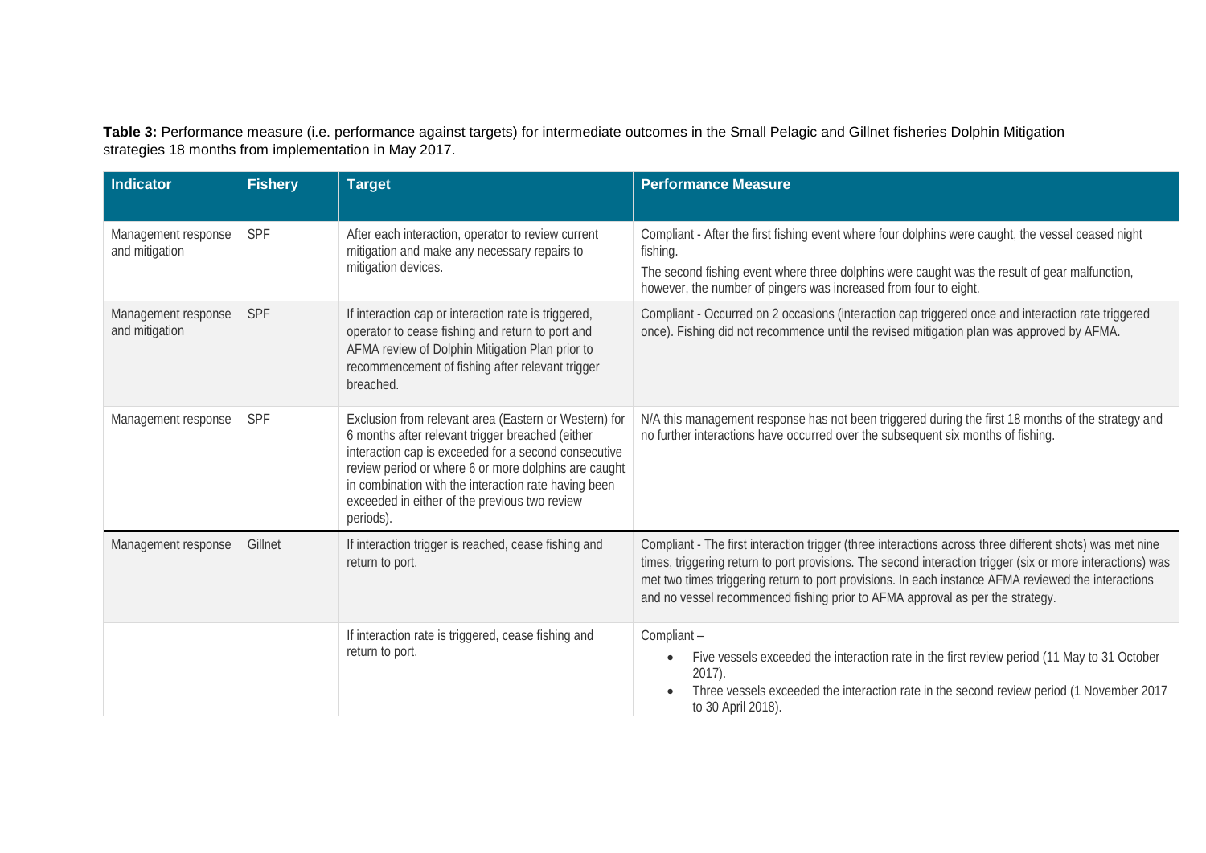**Table 3:** Performance measure (i.e. performance against targets) for intermediate outcomes in the Small Pelagic and Gillnet fisheries Dolphin Mitigation strategies 18 months from implementation in May 2017.

| Indicator | Fishery | Target | Performance Measure |
|---|---|---|---|
| Management response and mitigation | SPF | After each interaction, operator to review current mitigation and make any necessary repairs to mitigation devices. | Compliant - After the first fishing event where four dolphins were caught, the vessel ceased night fishing.<br>The second fishing event where three dolphins were caught was the result of gear malfunction, however, the number of pingers was increased from four to eight. |
| Management response and mitigation | SPF | If interaction cap or interaction rate is triggered, operator to cease fishing and return to port and AFMA review of Dolphin Mitigation Plan prior to recommencement of fishing after relevant trigger breached. | Compliant - Occurred on 2 occasions (interaction cap triggered once and interaction rate triggered once). Fishing did not recommence until the revised mitigation plan was approved by AFMA. |
| Management response | SPF | Exclusion from relevant area (Eastern or Western) for 6 months after relevant trigger breached (either interaction cap is exceeded for a second consecutive review period or where 6 or more dolphins are caught in combination with the interaction rate having been exceeded in either of the previous two review periods). | N/A this management response has not been triggered during the first 18 months of the strategy and no further interactions have occurred over the subsequent six months of fishing. |
| Management response | Gillnet | If interaction trigger is reached, cease fishing and return to port. | Compliant - The first interaction trigger (three interactions across three different shots) was met nine times, triggering return to port provisions. The second interaction trigger (six or more interactions) was met two times triggering return to port provisions. In each instance AFMA reviewed the interactions and no vessel recommenced fishing prior to AFMA approval as per the strategy. |
| | | If interaction rate is triggered, cease fishing and return to port. | Compliant –<br>• Five vessels exceeded the interaction rate in the first review period (11 May to 31 October 2017).<br>• Three vessels exceeded the interaction rate in the second review period (1 November 2017 to 30 April 2018). |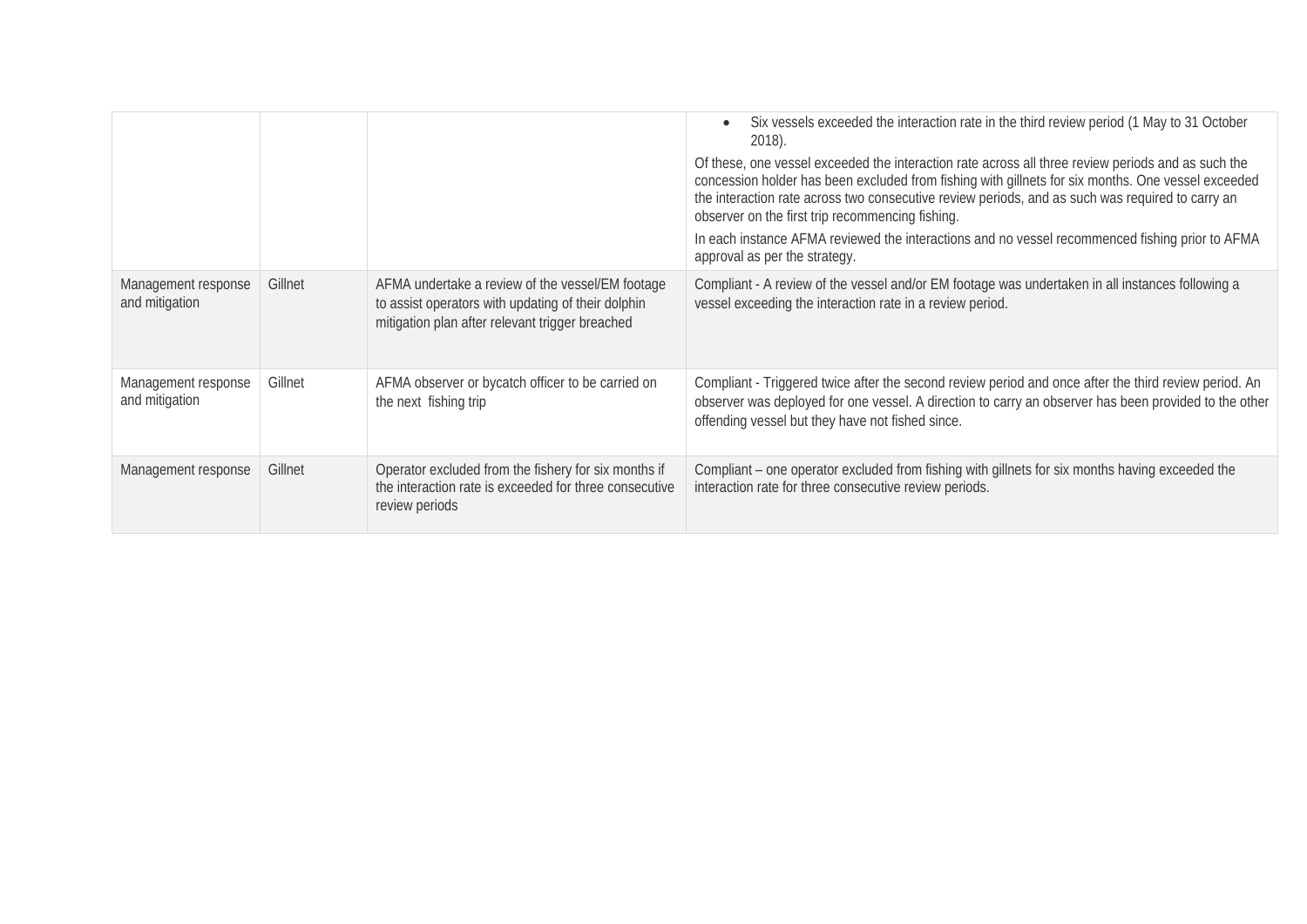| | | | |
|---|---|---|---|
| | | | • Six vessels exceeded the interaction rate in the third review period (1 May to 31 October 2018).<br>Of these, one vessel exceeded the interaction rate across all three review periods and as such the concession holder has been excluded from fishing with gillnets for six months. One vessel exceeded the interaction rate across two consecutive review periods, and as such was required to carry an observer on the first trip recommencing fishing.<br>In each instance AFMA reviewed the interactions and no vessel recommenced fishing prior to AFMA approval as per the strategy. |
| Management response and mitigation | Gillnet | AFMA undertake a review of the vessel/EM footage to assist operators with updating of their dolphin mitigation plan after relevant trigger breached | Compliant - A review of the vessel and/or EM footage was undertaken in all instances following a vessel exceeding the interaction rate in a review period. |
| Management response and mitigation | Gillnet | AFMA observer or bycatch officer to be carried on the next fishing trip | Compliant - Triggered twice after the second review period and once after the third review period. An observer was deployed for one vessel. A direction to carry an observer has been provided to the other offending vessel but they have not fished since. |
| Management response | Gillnet | Operator excluded from the fishery for six months if the interaction rate is exceeded for three consecutive review periods | Compliant – one operator excluded from fishing with gillnets for six months having exceeded the interaction rate for three consecutive review periods. |